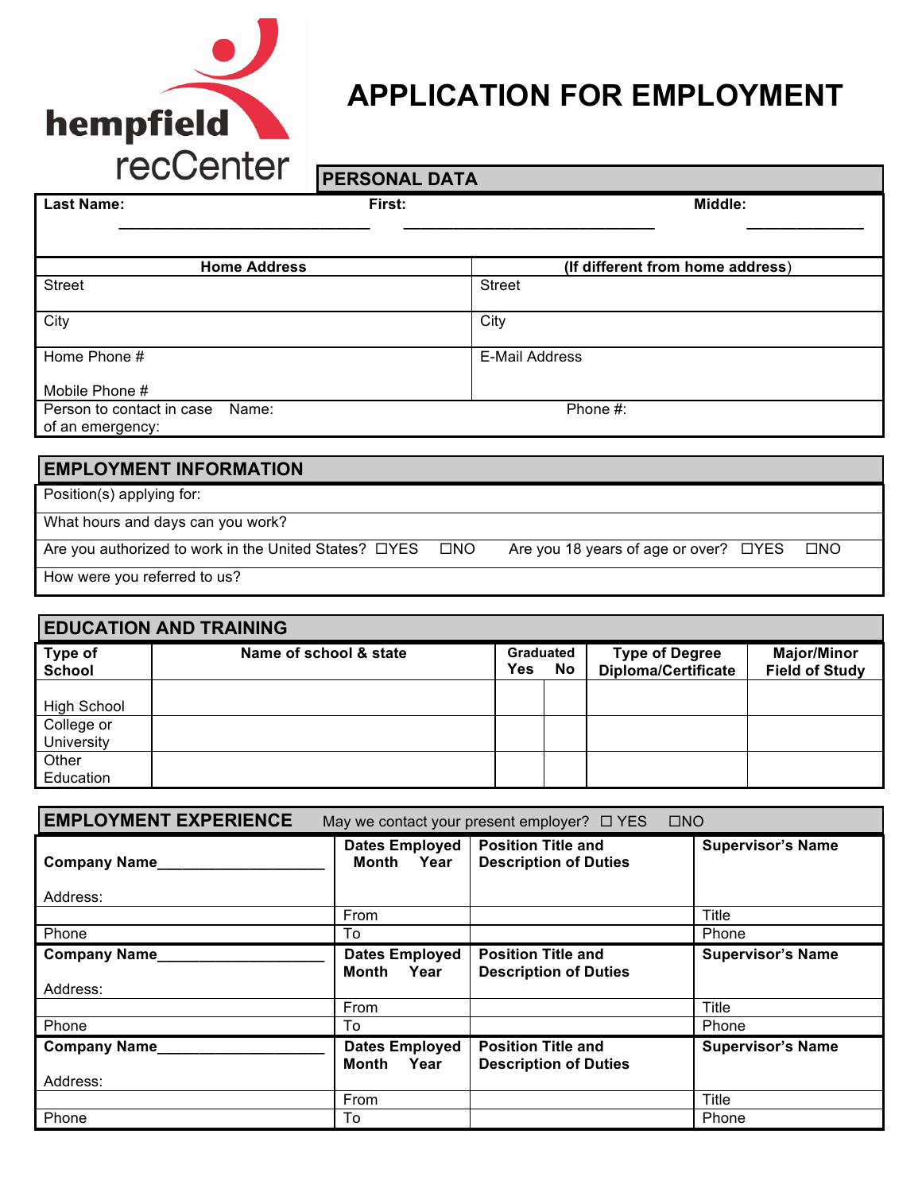hempfield recCenter

# APPLICATION FOR EMPLOYMENT

## PERSONAL DATA

| Last Name: ______________________________ | First: ______________________________ | Middle: ______________ |
|---|---|---|

| Home Address | (If different from home address) |
|---|---|
| Street | Street |
| City | City |
| Home Phone #<br>Mobile Phone # | E-Mail Address |
| Person to contact in case of an emergency: Name: | Phone #: |

## EMPLOYMENT INFORMATION

| |
|---|
| Position(s) applying for: |
| What hours and days can you work? |
| Are you authorized to work in the United States? ☐YES ☐NO Are you 18 years of age or over? ☐YES ☐NO |
| How were you referred to us? |

## EDUCATION AND TRAINING

| Type of School | Name of school & state | Graduated Yes | No | Type of Degree Diploma/Certificate | Major/Minor Field of Study |
|---|---|---|---|---|---|
| High School | | | | | |
| College or University | | | | | |
| Other Education | | | | | |

## EMPLOYMENT EXPERIENCE

May we contact your present employer? ☐ YES ☐NO

| Company Name___________________<br>Address: | Dates Employed Month Year | Position Title and Description of Duties | Supervisor's Name |
|---|---|---|---|
| | From | | Title |
| Phone | To | | Phone |
| **Company Name___________________**<br>Address: | **Dates Employed Month Year** | **Position Title and Description of Duties** | **Supervisor's Name** |
| | From | | Title |
| Phone | To | | Phone |
| **Company Name___________________**<br>Address: | **Dates Employed Month Year** | **Position Title and Description of Duties** | **Supervisor's Name** |
| | From | | Title |
| Phone | To | | Phone |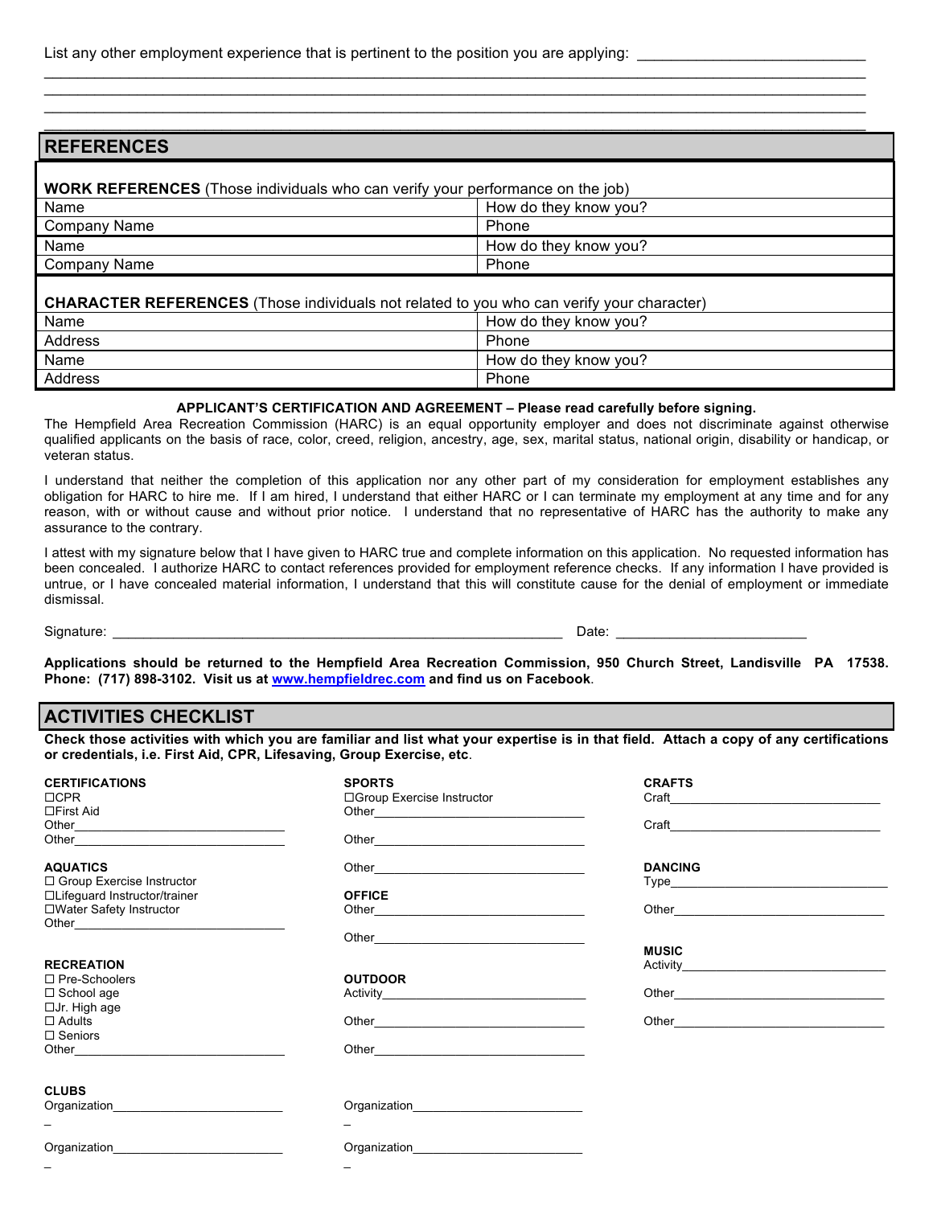List any other employment experience that is pertinent to the position you are applying: ___________________________
_____________________________________________________________________________________________
_____________________________________________________________________________________________
_____________________________________________________________________________________________
_____________________________________________________________________________________________

## REFERENCES

**WORK REFERENCES** (Those individuals who can verify your performance on the job)

| | |
|---|---|
| Name | How do they know you? |
| Company Name | Phone |
| Name | How do they know you? |
| Company Name | Phone |

**CHARACTER REFERENCES** (Those individuals not related to you who can verify your character)

| | |
|---|---|
| Name | How do they know you? |
| Address | Phone |
| Name | How do they know you? |
| Address | Phone |

**APPLICANT'S CERTIFICATION AND AGREEMENT – Please read carefully before signing.**

The Hempfield Area Recreation Commission (HARC) is an equal opportunity employer and does not discriminate against otherwise qualified applicants on the basis of race, color, creed, religion, ancestry, age, sex, marital status, national origin, disability or handicap, or veteran status.

I understand that neither the completion of this application nor any other part of my consideration for employment establishes any obligation for HARC to hire me. If I am hired, I understand that either HARC or I can terminate my employment at any time and for any reason, with or without cause and without prior notice. I understand that no representative of HARC has the authority to make any assurance to the contrary.

I attest with my signature below that I have given to HARC true and complete information on this application. No requested information has been concealed. I authorize HARC to contact references provided for employment reference checks. If any information I have provided is untrue, or I have concealed material information, I understand that this will constitute cause for the denial of employment or immediate dismissal.

Signature: ___________________________________________________________ Date: ________________________

**Applications should be returned to the Hempfield Area Recreation Commission, 950 Church Street, Landisville PA 17538. Phone: (717) 898-3102. Visit us at www.hempfieldrec.com and find us on Facebook**.

## ACTIVITIES CHECKLIST

**Check those activities with which you are familiar and list what your expertise is in that field. Attach a copy of any certifications or credentials, i.e. First Aid, CPR, Lifesaving, Group Exercise, etc**.

**CERTIFICATIONS**
☐CPR
☐First Aid
Other_______________________________
Other_______________________________

**AQUATICS**
☐ Group Exercise Instructor
☐Lifeguard Instructor/trainer
☐Water Safety Instructor
Other_______________________________

**RECREATION**
☐ Pre-Schoolers
☐ School age
☐Jr. High age
☐ Adults
☐ Seniors
Other_______________________________

**SPORTS**
☐Group Exercise Instructor
Other_______________________________
Other_______________________________
Other_______________________________

**OFFICE**
Other_______________________________
Other_______________________________

**OUTDOOR**
Activity_____________________________
Other_______________________________
Other_______________________________

**CRAFTS**
Craft_______________________________
Craft_______________________________

**DANCING**
Type________________________________
Other_______________________________

**MUSIC**
Activity_____________________________
Other_______________________________
Other_______________________________

**CLUBS**
Organization________________________
_
Organization________________________
_
Organization________________________
_
Organization________________________
_